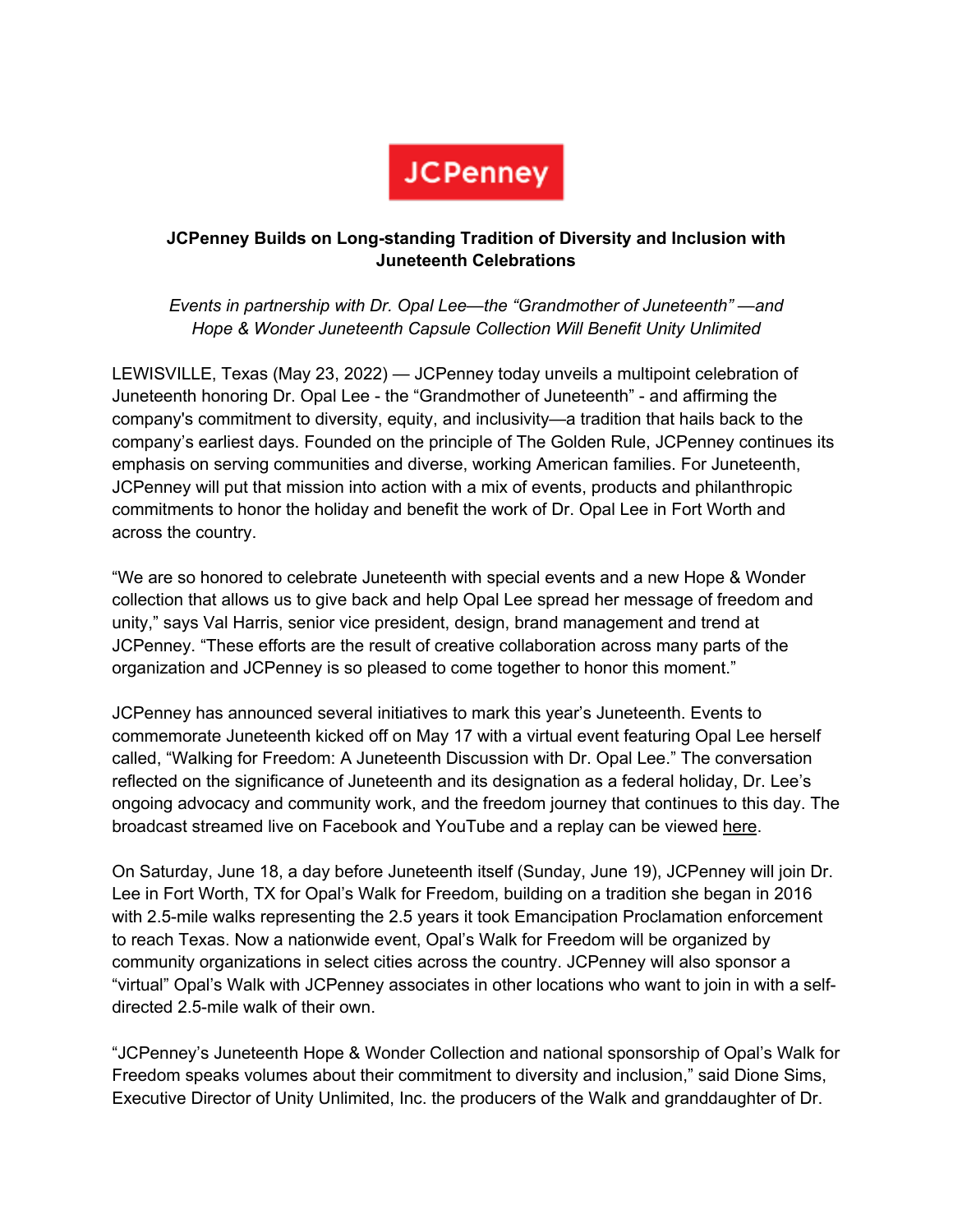JCPenney

**JCPenney Builds on Long-standing Tradition of Diversity and Inclusion with Juneteenth Celebrations**

*Events in partnership with Dr. Opal Lee—the "Grandmother of Juneteenth" —and Hope & Wonder Juneteenth Capsule Collection Will Benefit Unity Unlimited*

LEWISVILLE, Texas (May 23, 2022) — JCPenney today unveils a multipoint celebration of Juneteenth honoring Dr. Opal Lee - the "Grandmother of Juneteenth" - and affirming the company's commitment to diversity, equity, and inclusivity—a tradition that hails back to the company's earliest days. Founded on the principle of The Golden Rule, JCPenney continues its emphasis on serving communities and diverse, working American families. For Juneteenth, JCPenney will put that mission into action with a mix of events, products and philanthropic commitments to honor the holiday and benefit the work of Dr. Opal Lee in Fort Worth and across the country.

"We are so honored to celebrate Juneteenth with special events and a new Hope & Wonder collection that allows us to give back and help Opal Lee spread her message of freedom and unity," says Val Harris, senior vice president, design, brand management and trend at JCPenney. "These efforts are the result of creative collaboration across many parts of the organization and JCPenney is so pleased to come together to honor this moment."

JCPenney has announced several initiatives to mark this year's Juneteenth. Events to commemorate Juneteenth kicked off on May 17 with a virtual event featuring Opal Lee herself called, "Walking for Freedom: A Juneteenth Discussion with Dr. Opal Lee." The conversation reflected on the significance of Juneteenth and its designation as a federal holiday, Dr. Lee's ongoing advocacy and community work, and the freedom journey that continues to this day. The broadcast streamed live on Facebook and YouTube and a replay can be viewed here.

On Saturday, June 18, a day before Juneteenth itself (Sunday, June 19), JCPenney will join Dr. Lee in Fort Worth, TX for Opal's Walk for Freedom, building on a tradition she began in 2016 with 2.5-mile walks representing the 2.5 years it took Emancipation Proclamation enforcement to reach Texas. Now a nationwide event, Opal's Walk for Freedom will be organized by community organizations in select cities across the country. JCPenney will also sponsor a "virtual" Opal's Walk with JCPenney associates in other locations who want to join in with a self-directed 2.5-mile walk of their own.

"JCPenney's Juneteenth Hope & Wonder Collection and national sponsorship of Opal's Walk for Freedom speaks volumes about their commitment to diversity and inclusion," said Dione Sims, Executive Director of Unity Unlimited, Inc. the producers of the Walk and granddaughter of Dr.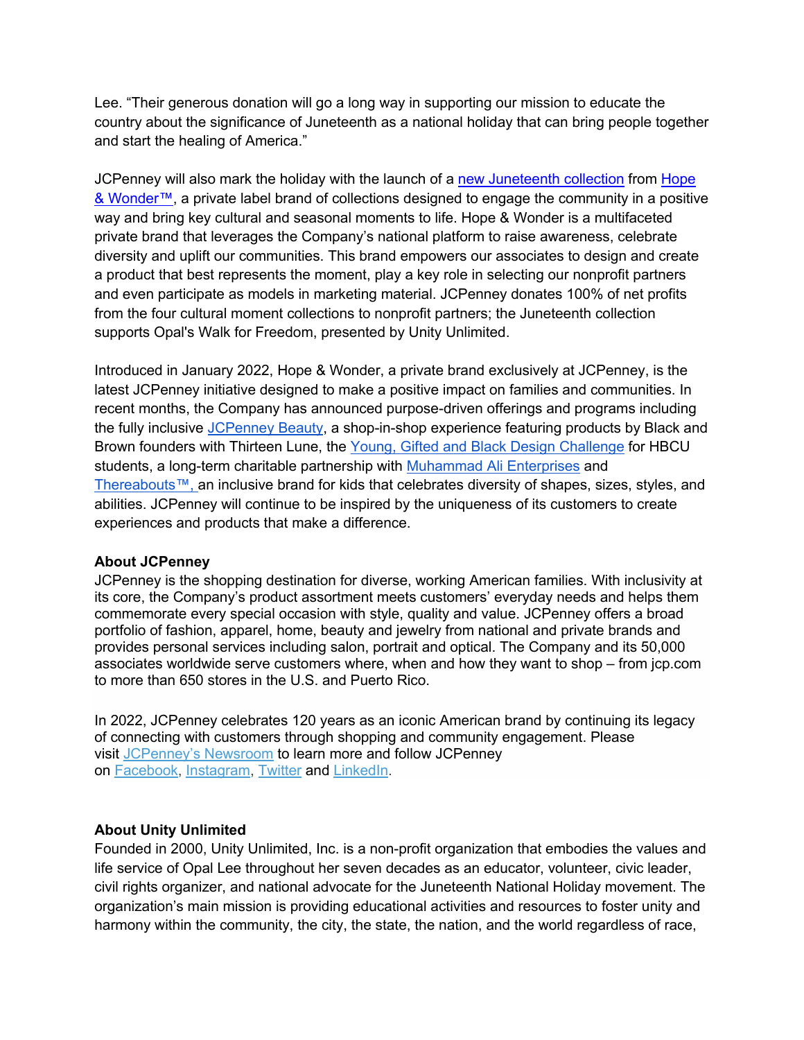Lee. “Their generous donation will go a long way in supporting our mission to educate the country about the significance of Juneteenth as a national holiday that can bring people together and start the healing of America.”

JCPenney will also mark the holiday with the launch of a new Juneteenth collection from Hope & Wonder™, a private label brand of collections designed to engage the community in a positive way and bring key cultural and seasonal moments to life. Hope & Wonder is a multifaceted private brand that leverages the Company’s national platform to raise awareness, celebrate diversity and uplift our communities. This brand empowers our associates to design and create a product that best represents the moment, play a key role in selecting our nonprofit partners and even participate as models in marketing material. JCPenney donates 100% of net profits from the four cultural moment collections to nonprofit partners; the Juneteenth collection supports Opal's Walk for Freedom, presented by Unity Unlimited.

Introduced in January 2022, Hope & Wonder, a private brand exclusively at JCPenney, is the latest JCPenney initiative designed to make a positive impact on families and communities. In recent months, the Company has announced purpose-driven offerings and programs including the fully inclusive JCPenney Beauty, a shop-in-shop experience featuring products by Black and Brown founders with Thirteen Lune, the Young, Gifted and Black Design Challenge for HBCU students, a long-term charitable partnership with Muhammad Ali Enterprises and Thereabouts™, an inclusive brand for kids that celebrates diversity of shapes, sizes, styles, and abilities. JCPenney will continue to be inspired by the uniqueness of its customers to create experiences and products that make a difference.

**About JCPenney**
JCPenney is the shopping destination for diverse, working American families. With inclusivity at its core, the Company’s product assortment meets customers’ everyday needs and helps them commemorate every special occasion with style, quality and value. JCPenney offers a broad portfolio of fashion, apparel, home, beauty and jewelry from national and private brands and provides personal services including salon, portrait and optical. The Company and its 50,000 associates worldwide serve customers where, when and how they want to shop – from jcp.com to more than 650 stores in the U.S. and Puerto Rico.

In 2022, JCPenney celebrates 120 years as an iconic American brand by continuing its legacy of connecting with customers through shopping and community engagement. Please visit JCPenney’s Newsroom to learn more and follow JCPenney on Facebook, Instagram, Twitter and LinkedIn.

**About Unity Unlimited**
Founded in 2000, Unity Unlimited, Inc. is a non-profit organization that embodies the values and life service of Opal Lee throughout her seven decades as an educator, volunteer, civic leader, civil rights organizer, and national advocate for the Juneteenth National Holiday movement. The organization’s main mission is providing educational activities and resources to foster unity and harmony within the community, the city, the state, the nation, and the world regardless of race,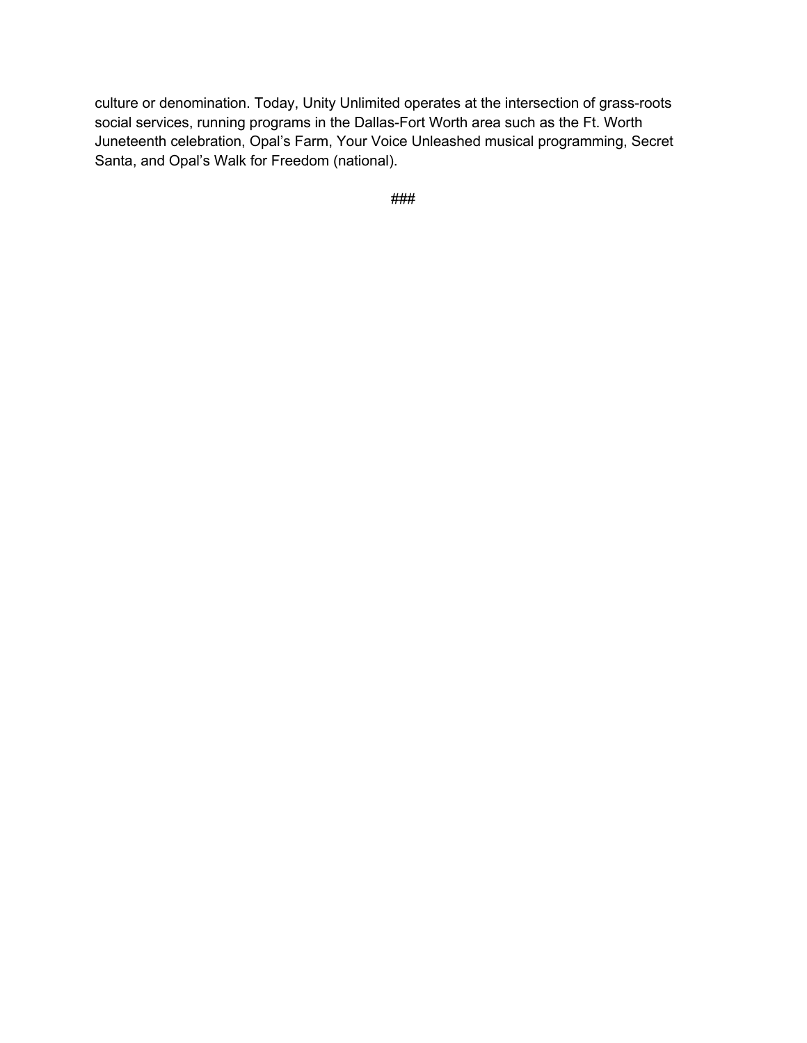culture or denomination. Today, Unity Unlimited operates at the intersection of grass-roots social services, running programs in the Dallas-Fort Worth area such as the Ft. Worth Juneteenth celebration, Opal’s Farm, Your Voice Unleashed musical programming, Secret Santa, and Opal’s Walk for Freedom (national).

###